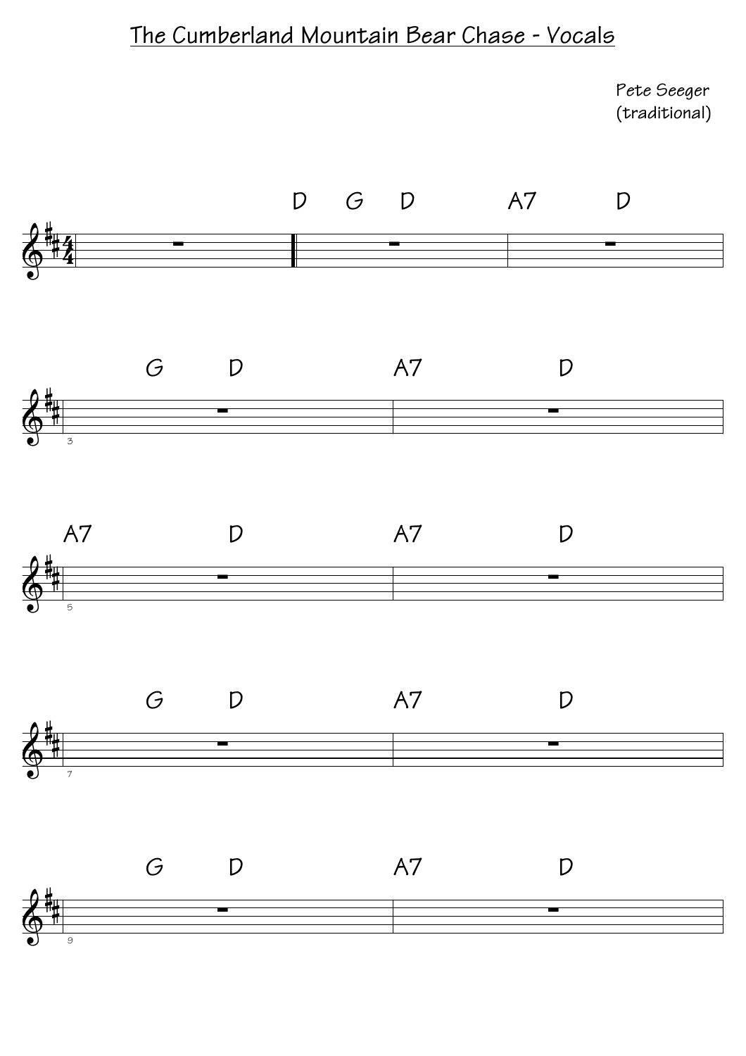# The Cumberland Mountain Bear Chase - Vocals

Pete Seeger
(traditional)

D G D A7 D

G D A7 D

A7 D A7 D

G D A7 D

G D A7 D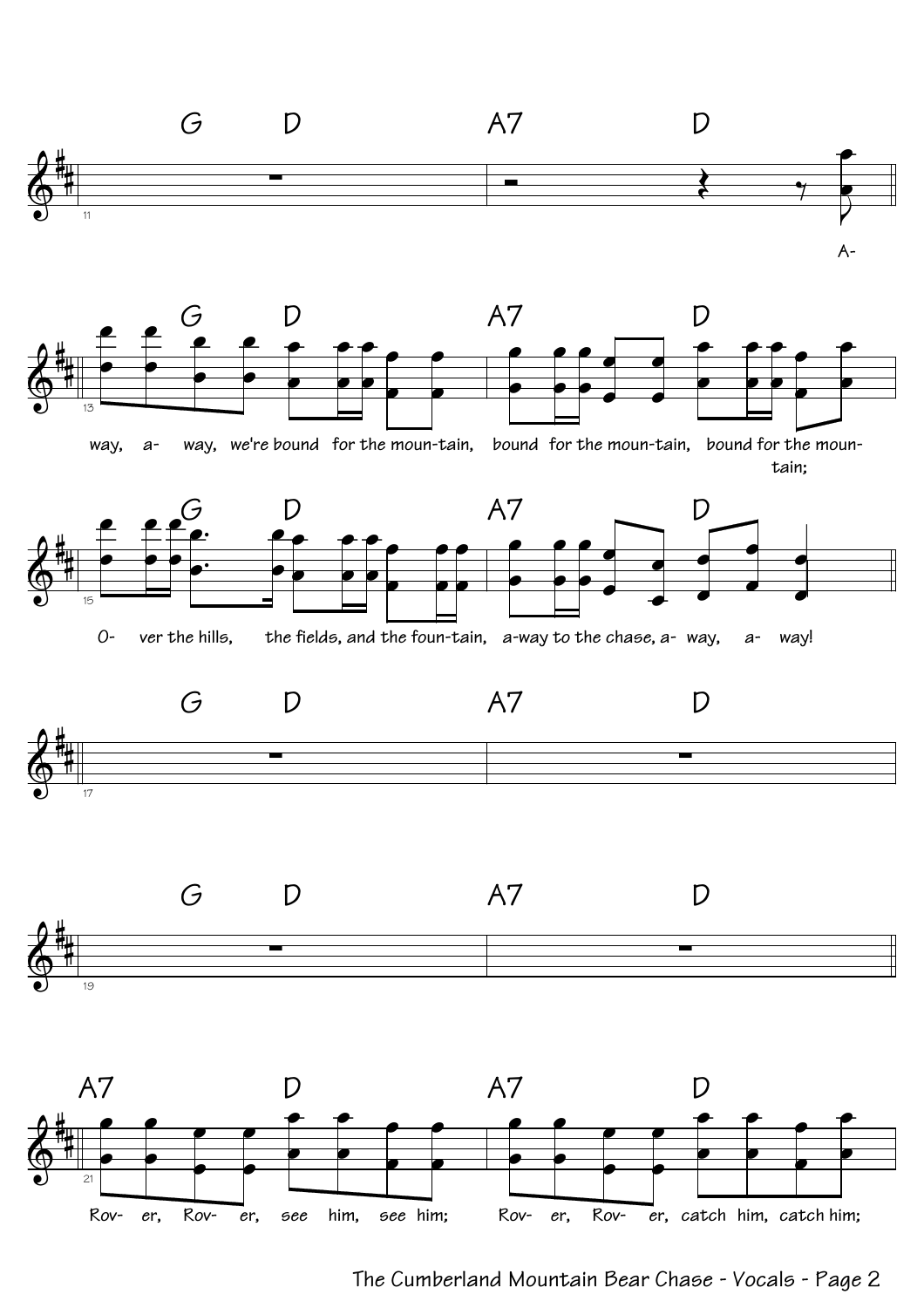G D A7 D

A-

G D A7 D

way, a- way, we're bound for the moun-tain, bound for the moun-tain, bound for the moun- tain;

G D A7 D

O- ver the hills, the fields, and the foun-tain, a-way to the chase, a- way, a- way!

G D A7 D

G D A7 D

A7 D A7 D

Rov- er, Rov- er, see him, see him; Rov- er, Rov- er, catch him, catch him;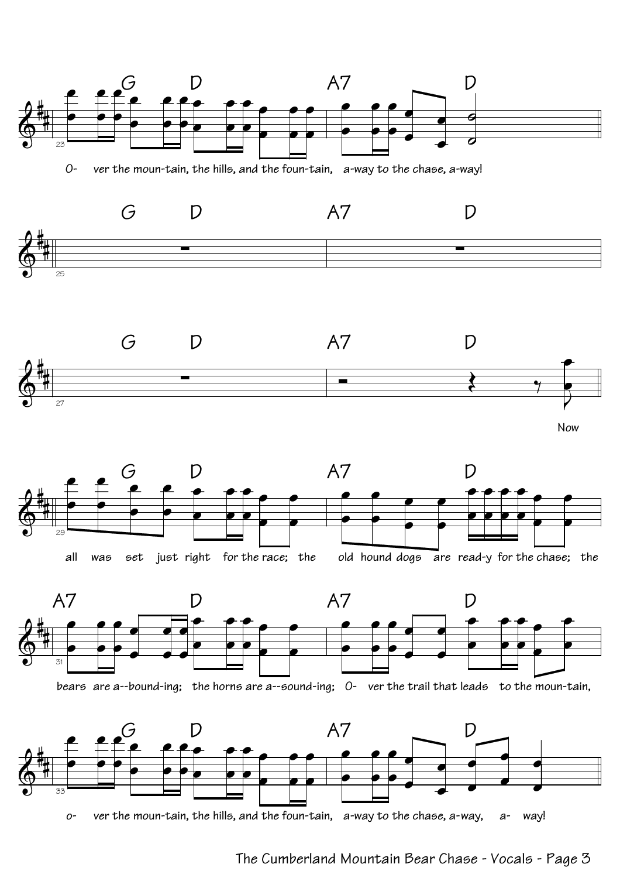G D A7 D

O- ver the moun-tain, the hills, and the foun-tain, a-way to the chase, a-way!

G D A7 D

G D A7 D

Now

G D A7 D

all was set just right for the race; the old hound dogs are read-y for the chase; the

A7 D A7 D

bears are a--bound-ing; the horns are a--sound-ing; O- ver the trail that leads to the moun-tain,

G D A7 D

o- ver the moun-tain, the hills, and the foun-tain, a-way to the chase, a-way, a- way!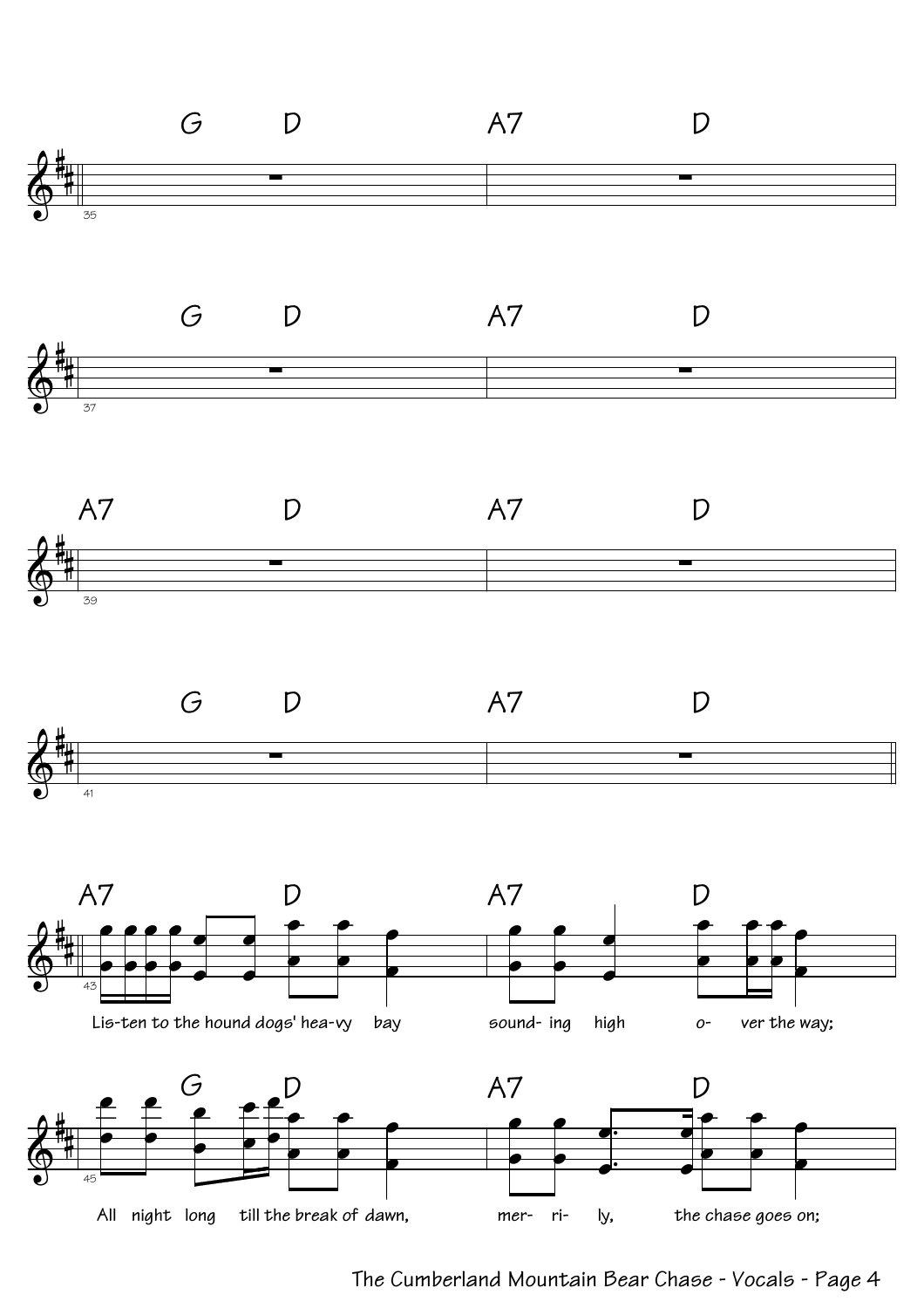Lis-ten to the hound dogs' hea-vy bay sound- ing high o- ver the way;

All night long till the break of dawn, mer- ri- ly, the chase goes on;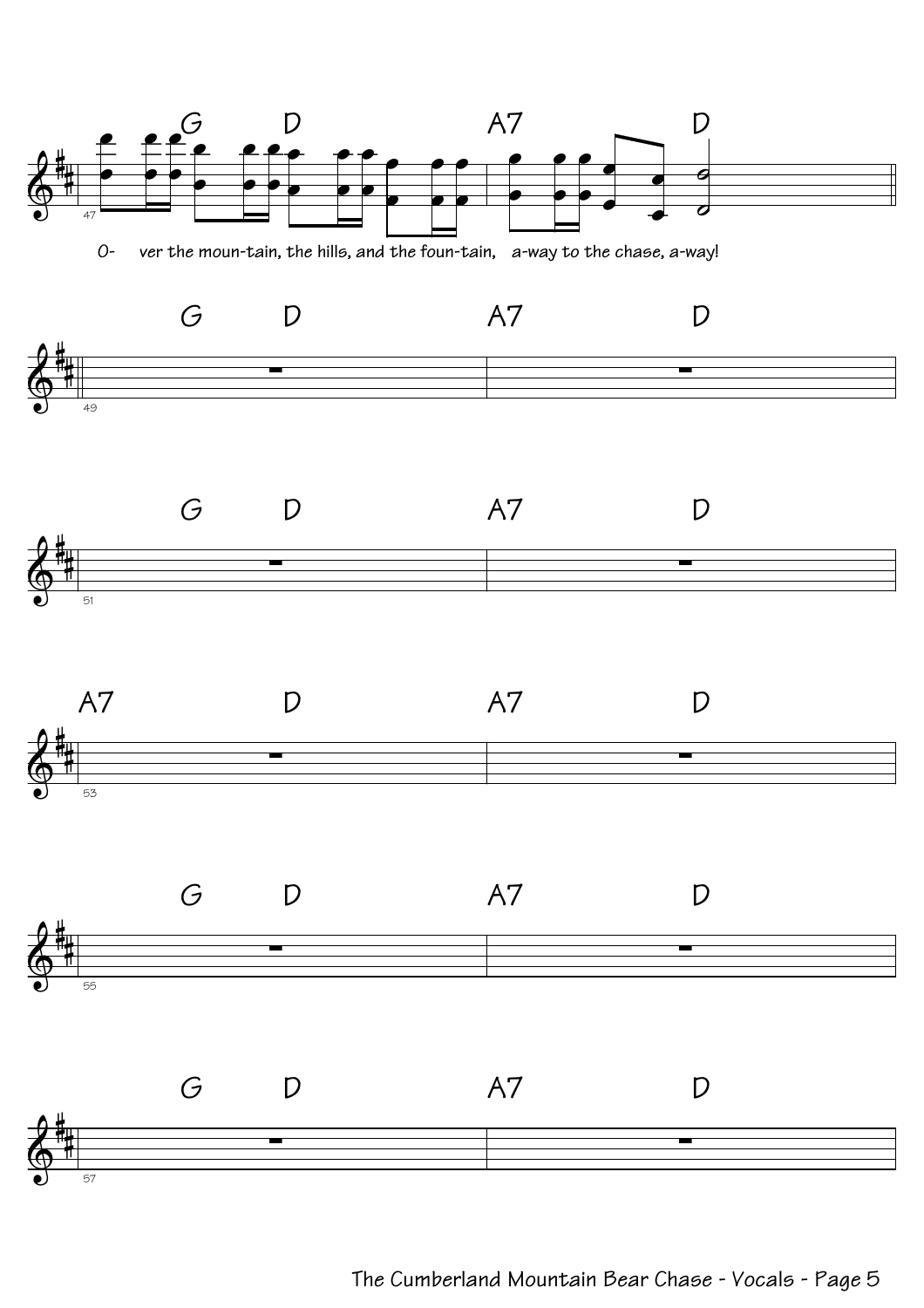G D A7 D

O- ver the moun-tain, the hills, and the foun-tain, a-way to the chase, a-way!

G D A7 D

G D A7 D

A7 D A7 D

G D A7 D

G D A7 D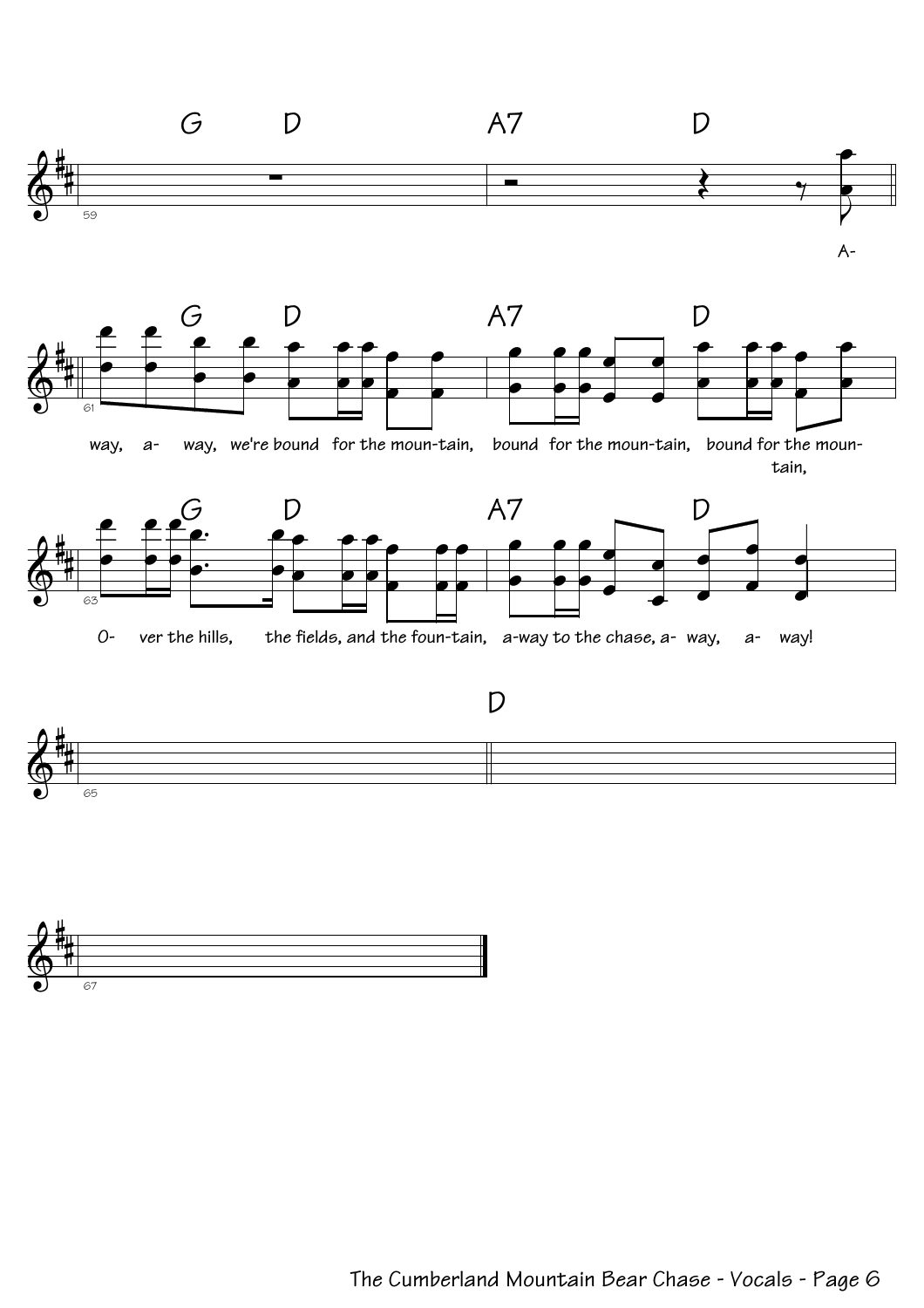A-

way, a- way, we're bound for the moun-tain, bound for the moun-tain, bound for the moun-tain,

O- ver the hills, the fields, and the foun-tain, a-way to the chase, a- way, a- way!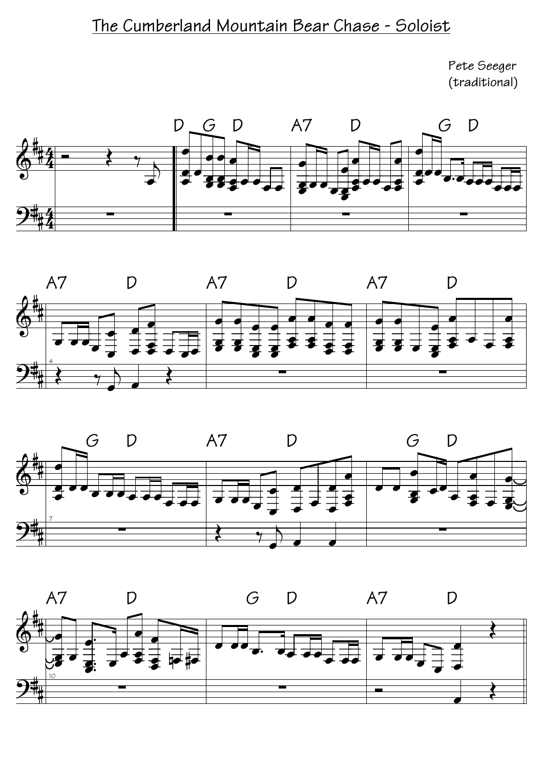# The Cumberland Mountain Bear Chase - Soloist

Pete Seeger
(traditional)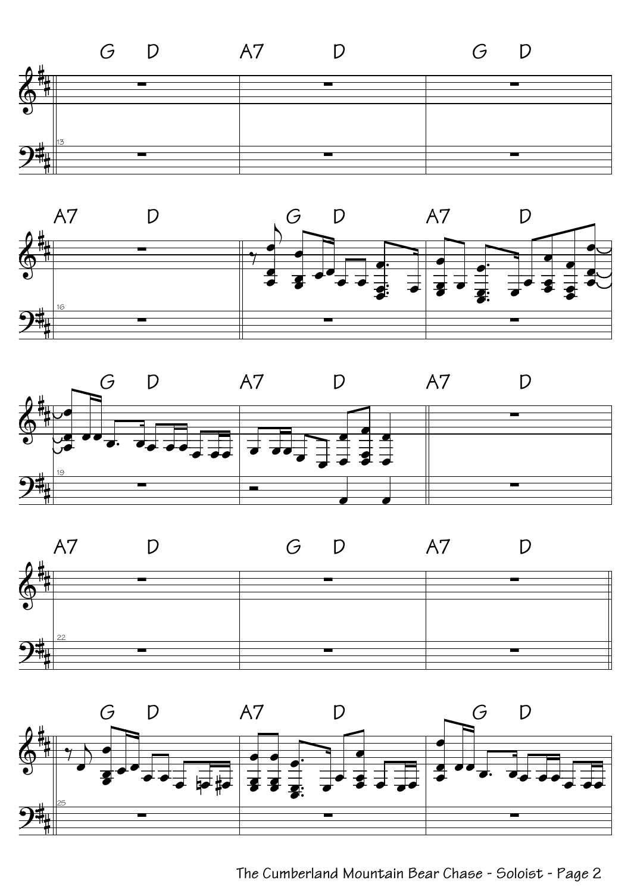G D A7 D G D

13

A7 D G D A7 D

16

G D A7 D A7 D

19

A7 D G D A7 D

22

G D A7 D G D

25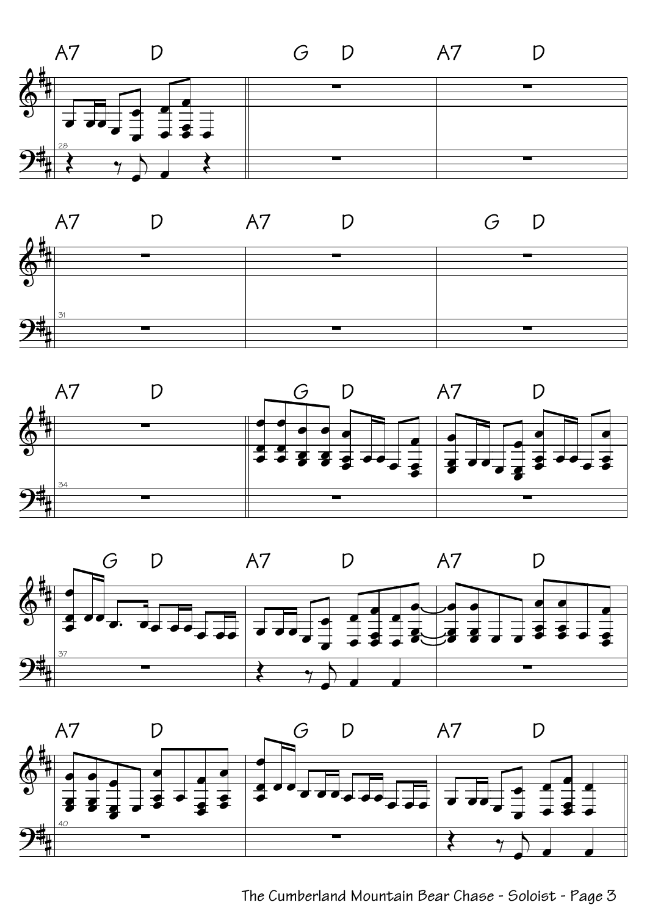A7 D | G D | A7 D

28

A7 D | A7 D | G D

31

A7 D | G D | A7 D

34

G D | A7 D | A7 D

37

A7 D | G D | A7 D

40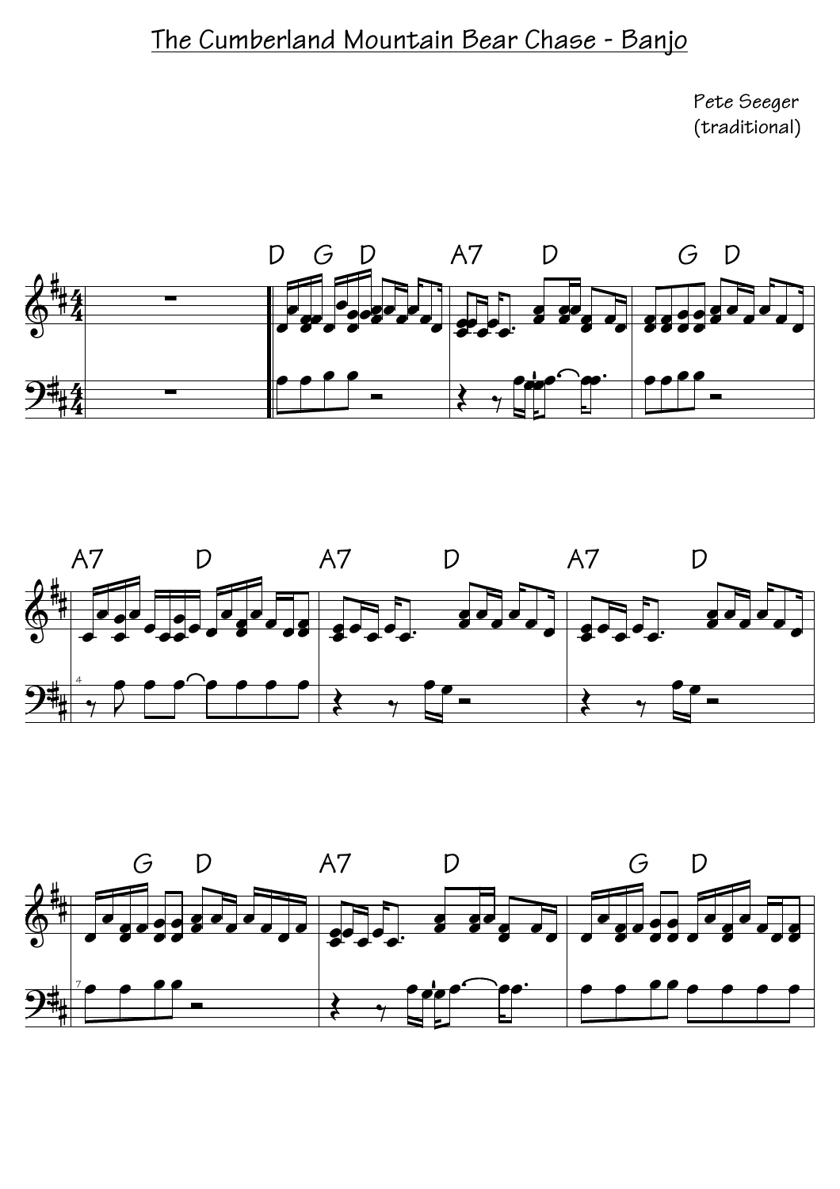# The Cumberland Mountain Bear Chase - Banjo

Pete Seeger
(traditional)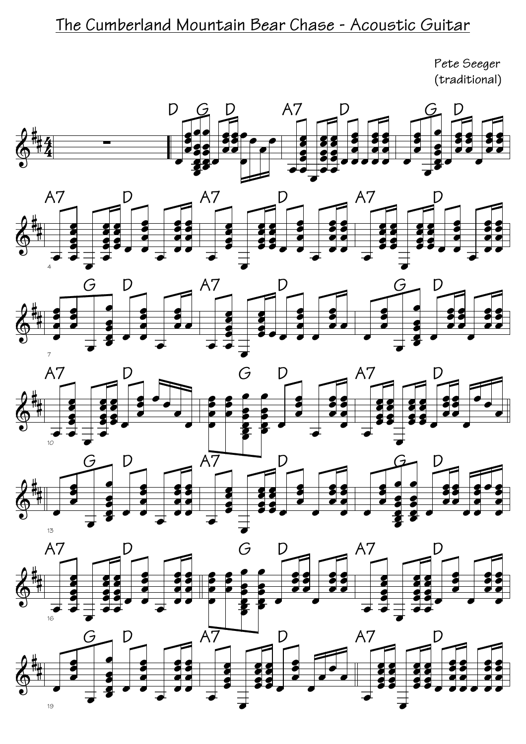# The Cumberland Mountain Bear Chase - Acoustic Guitar

Pete Seeger
(traditional)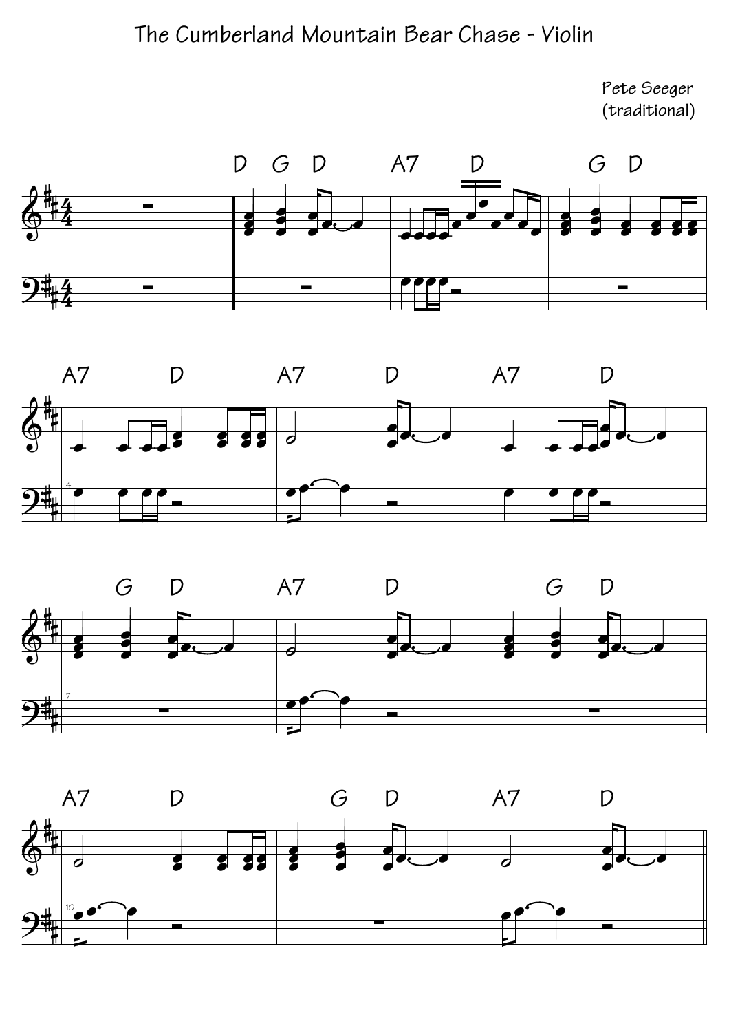# The Cumberland Mountain Bear Chase - Violin

Pete Seeger
(traditional)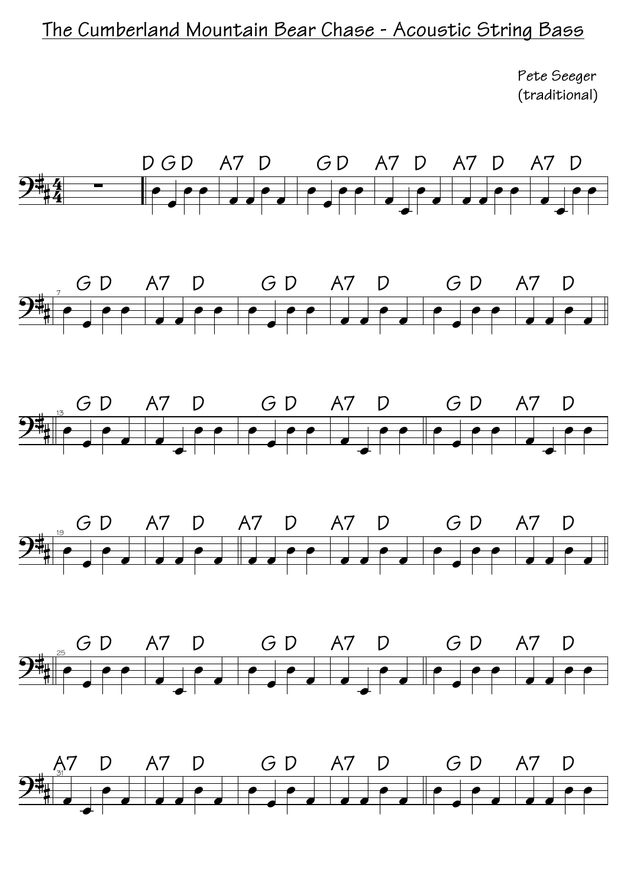# The Cumberland Mountain Bear Chase - Acoustic String Bass

Pete Seeger
(traditional)